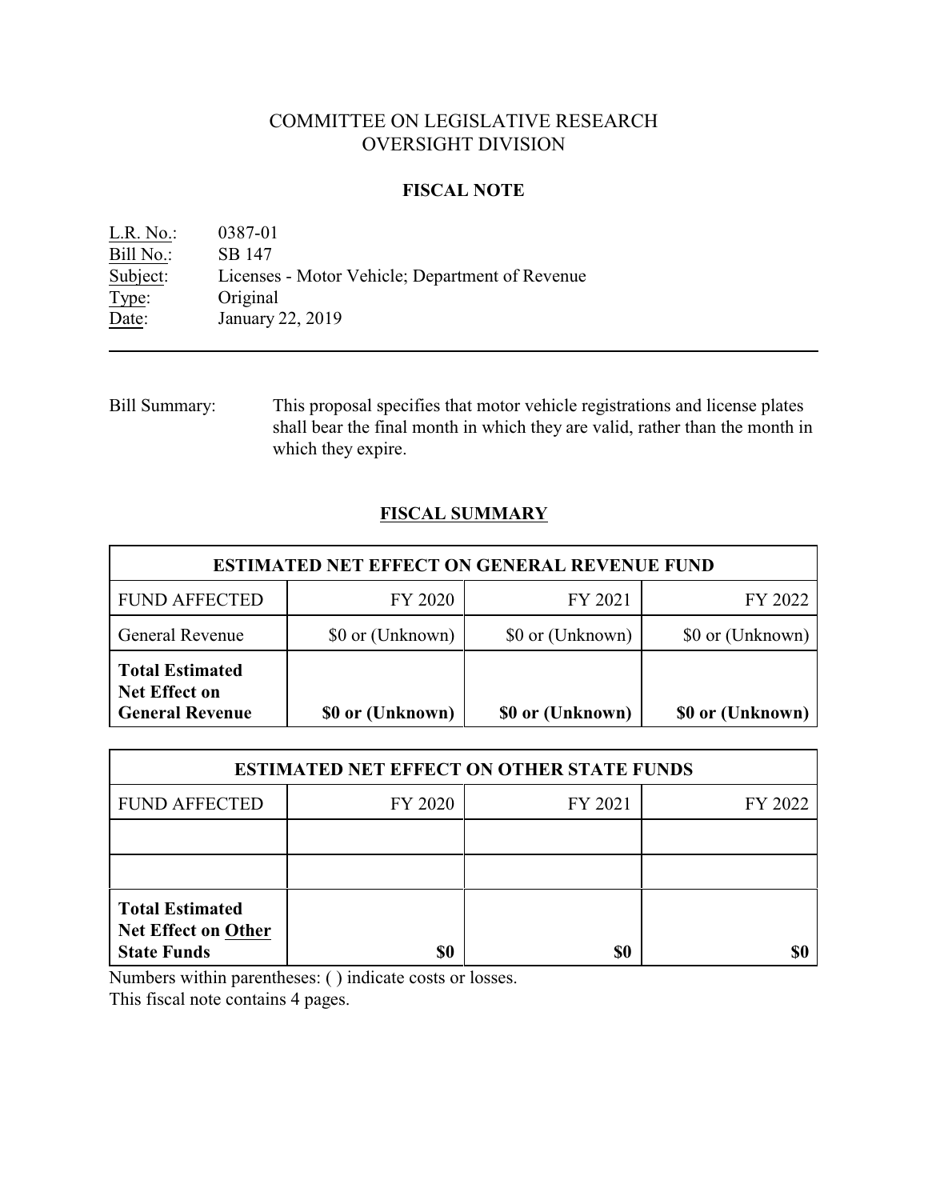# COMMITTEE ON LEGISLATIVE RESEARCH
# OVERSIGHT DIVISION

## FISCAL NOTE

L.R. No.: 0387-01
Bill No.: SB 147
Subject: Licenses - Motor Vehicle; Department of Revenue
Type: Original
Date: January 22, 2019

---

Bill Summary: This proposal specifies that motor vehicle registrations and license plates shall bear the final month in which they are valid, rather than the month in which they expire.

## FISCAL SUMMARY

| ESTIMATED NET EFFECT ON GENERAL REVENUE FUND | | | |
|---|---|---|---|
| FUND AFFECTED | FY 2020 | FY 2021 | FY 2022 |
| General Revenue | $0 or (Unknown) | $0 or (Unknown) | $0 or (Unknown) |
| **Total Estimated Net Effect on General Revenue** | **$0 or (Unknown)** | **$0 or (Unknown)** | **$0 or (Unknown)** |

| ESTIMATED NET EFFECT ON OTHER STATE FUNDS | | | |
|---|---|---|---|
| FUND AFFECTED | FY 2020 | FY 2021 | FY 2022 |
| | | | |
| | | | |
| **Total Estimated Net Effect on Other State Funds** | **$0** | **$0** | **$0** |

Numbers within parentheses: ( ) indicate costs or losses.
This fiscal note contains 4 pages.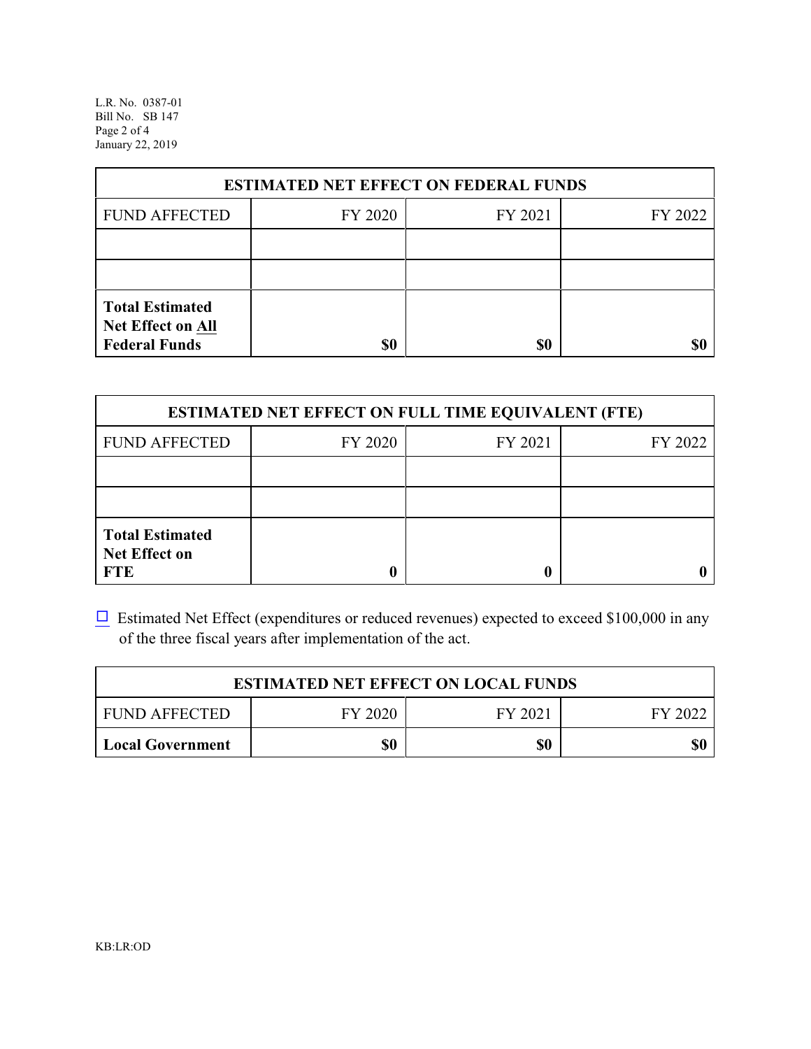| ESTIMATED NET EFFECT ON FEDERAL FUNDS | | | |
|---|---|---|---|
| FUND AFFECTED | FY 2020 | FY 2021 | FY 2022 |
| | | | |
| | | | |
| **Total Estimated Net Effect on All Federal Funds** | **$0** | **$0** | **$0** |

| ESTIMATED NET EFFECT ON FULL TIME EQUIVALENT (FTE) | | | |
|---|---|---|---|
| FUND AFFECTED | FY 2020 | FY 2021 | FY 2022 |
| | | | |
| | | | |
| **Total Estimated Net Effect on FTE** | **0** | **0** | **0** |

☐ Estimated Net Effect (expenditures or reduced revenues) expected to exceed $100,000 in any of the three fiscal years after implementation of the act.

| ESTIMATED NET EFFECT ON LOCAL FUNDS | | | |
|---|---|---|---|
| FUND AFFECTED | FY 2020 | FY 2021 | FY 2022 |
| **Local Government** | **$0** | **$0** | **$0** |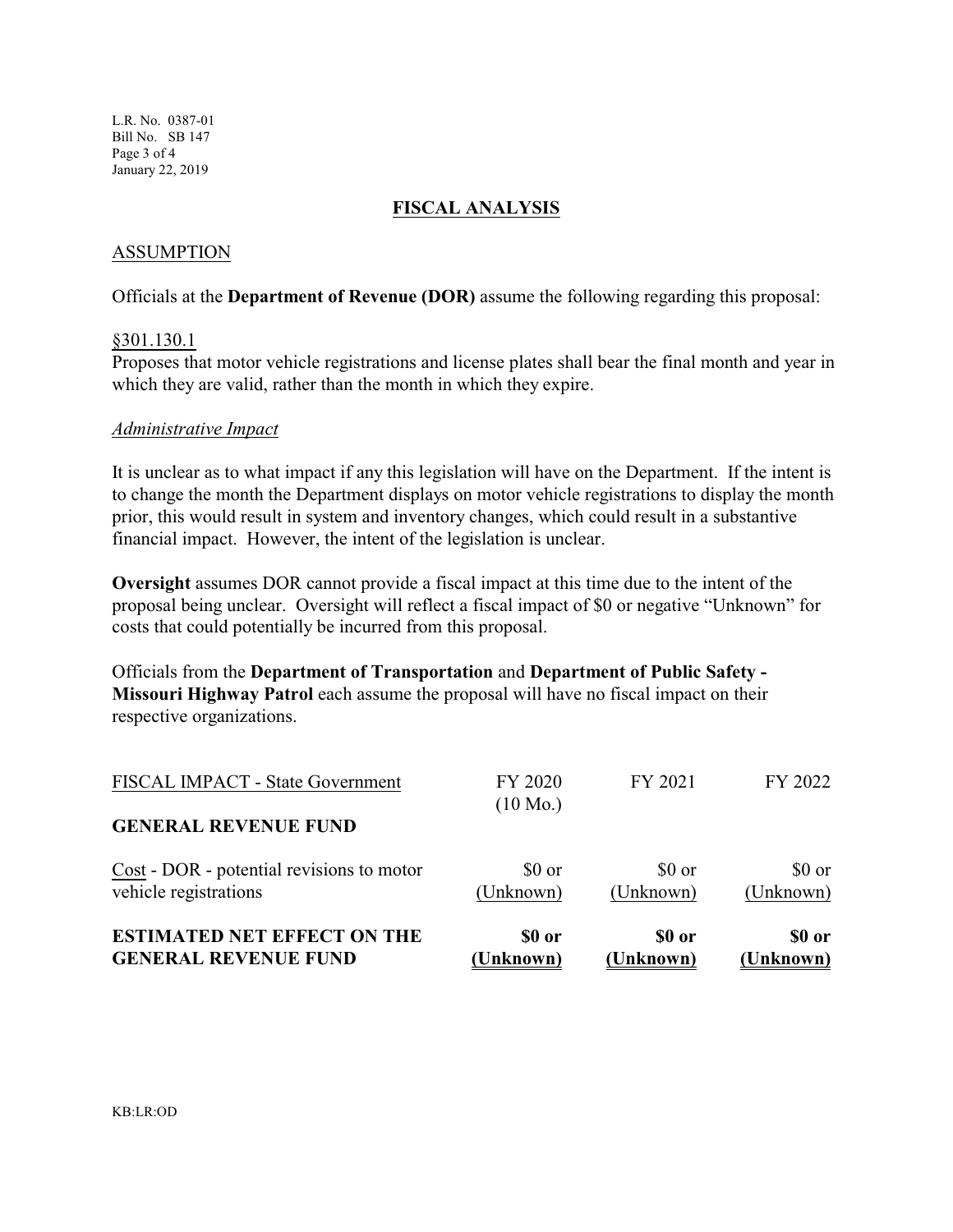## FISCAL ANALYSIS

### ASSUMPTION

Officials at the **Department of Revenue (DOR)** assume the following regarding this proposal:

§301.130.1

Proposes that motor vehicle registrations and license plates shall bear the final month and year in which they are valid, rather than the month in which they expire.

*Administrative Impact*

It is unclear as to what impact if any this legislation will have on the Department. If the intent is to change the month the Department displays on motor vehicle registrations to display the month prior, this would result in system and inventory changes, which could result in a substantive financial impact. However, the intent of the legislation is unclear.

**Oversight** assumes DOR cannot provide a fiscal impact at this time due to the intent of the proposal being unclear. Oversight will reflect a fiscal impact of $0 or negative "Unknown" for costs that could potentially be incurred from this proposal.

Officials from the **Department of Transportation** and **Department of Public Safety - Missouri Highway Patrol** each assume the proposal will have no fiscal impact on their respective organizations.

| FISCAL IMPACT - State Government | FY 2020 (10 Mo.) | FY 2021 | FY 2022 |
|---|---|---|---|
| **GENERAL REVENUE FUND** | | | |
| Cost - DOR - potential revisions to motor vehicle registrations | $0 or (Unknown) | $0 or (Unknown) | $0 or (Unknown) |
| **ESTIMATED NET EFFECT ON THE GENERAL REVENUE FUND** | **$0 or (Unknown)** | **$0 or (Unknown)** | **$0 or (Unknown)** |

KB:LR:OD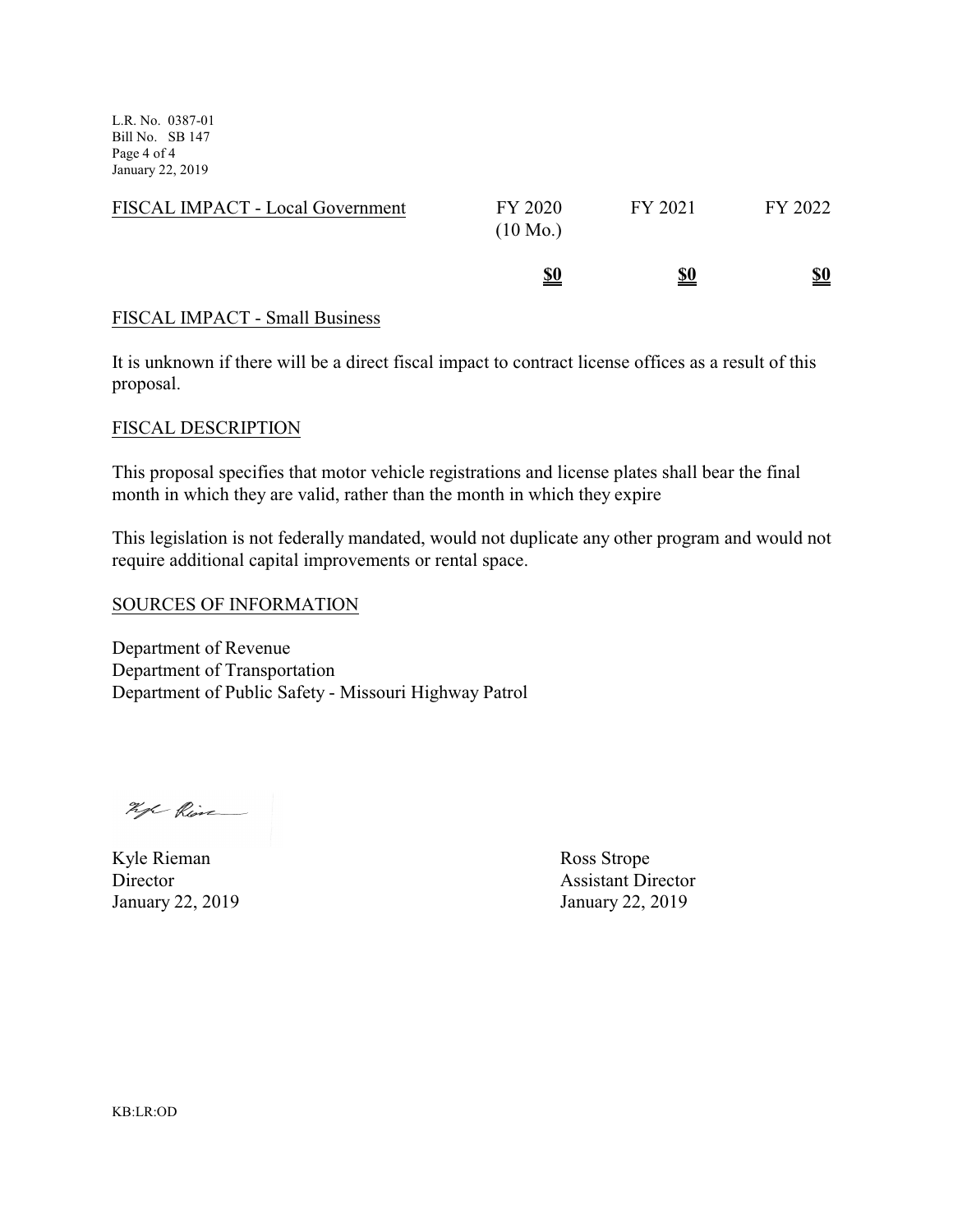| FISCAL IMPACT - Local Government | FY 2020 (10 Mo.) | FY 2021 | FY 2022 |
| --- | --- | --- | --- |
| | **$0** | **$0** | **$0** |

## FISCAL IMPACT - Small Business

It is unknown if there will be a direct fiscal impact to contract license offices as a result of this proposal.

## FISCAL DESCRIPTION

This proposal specifies that motor vehicle registrations and license plates shall bear the final month in which they are valid, rather than the month in which they expire

This legislation is not federally mandated, would not duplicate any other program and would not require additional capital improvements or rental space.

## SOURCES OF INFORMATION

Department of Revenue
Department of Transportation
Department of Public Safety - Missouri Highway Patrol

Kyle Rieman
Director
January 22, 2019

Ross Strope
Assistant Director
January 22, 2019

KB:LR:OD